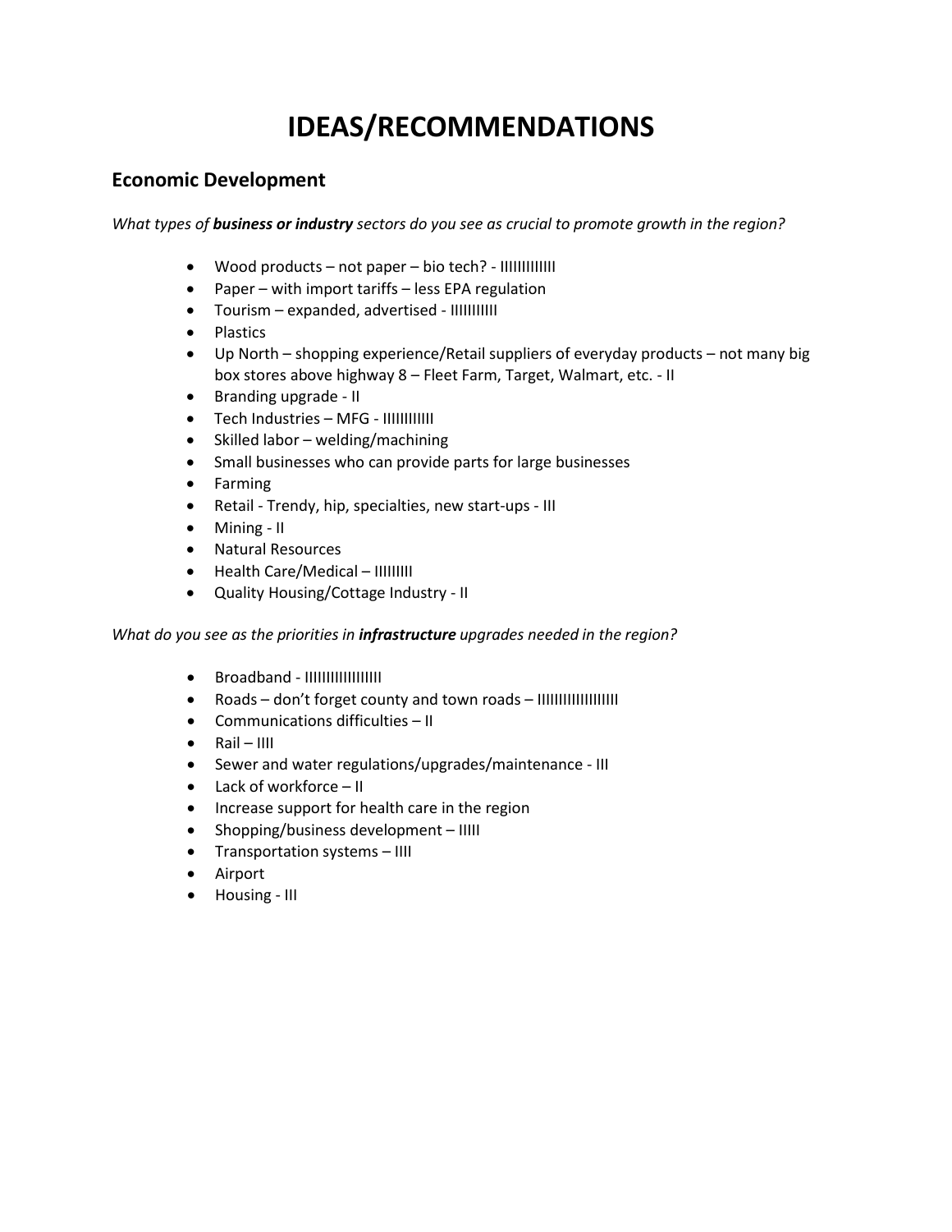# IDEAS/RECOMMENDATIONS

## Economic Development

*What types of **business or industry** sectors do you see as crucial to promote growth in the region?*

- Wood products – not paper – bio tech? - IIIIIIIIIIIII
- Paper – with import tariffs – less EPA regulation
- Tourism – expanded, advertised - IIIIIIIIIII
- Plastics
- Up North – shopping experience/Retail suppliers of everyday products – not many big box stores above highway 8 – Fleet Farm, Target, Walmart, etc. - II
- Branding upgrade - II
- Tech Industries – MFG - IIIIIIIIIIII
- Skilled labor – welding/machining
- Small businesses who can provide parts for large businesses
- Farming
- Retail - Trendy, hip, specialties, new start-ups - III
- Mining - II
- Natural Resources
- Health Care/Medical – IIIIIIIII
- Quality Housing/Cottage Industry - II

*What do you see as the priorities in **infrastructure** upgrades needed in the region?*

- Broadband - IIIIIIIIIIIIIIIII
- Roads – don't forget county and town roads – IIIIIIIIIIIIIIIIII
- Communications difficulties – II
- Rail – IIII
- Sewer and water regulations/upgrades/maintenance - III
- Lack of workforce – II
- Increase support for health care in the region
- Shopping/business development – IIIII
- Transportation systems – IIII
- Airport
- Housing - III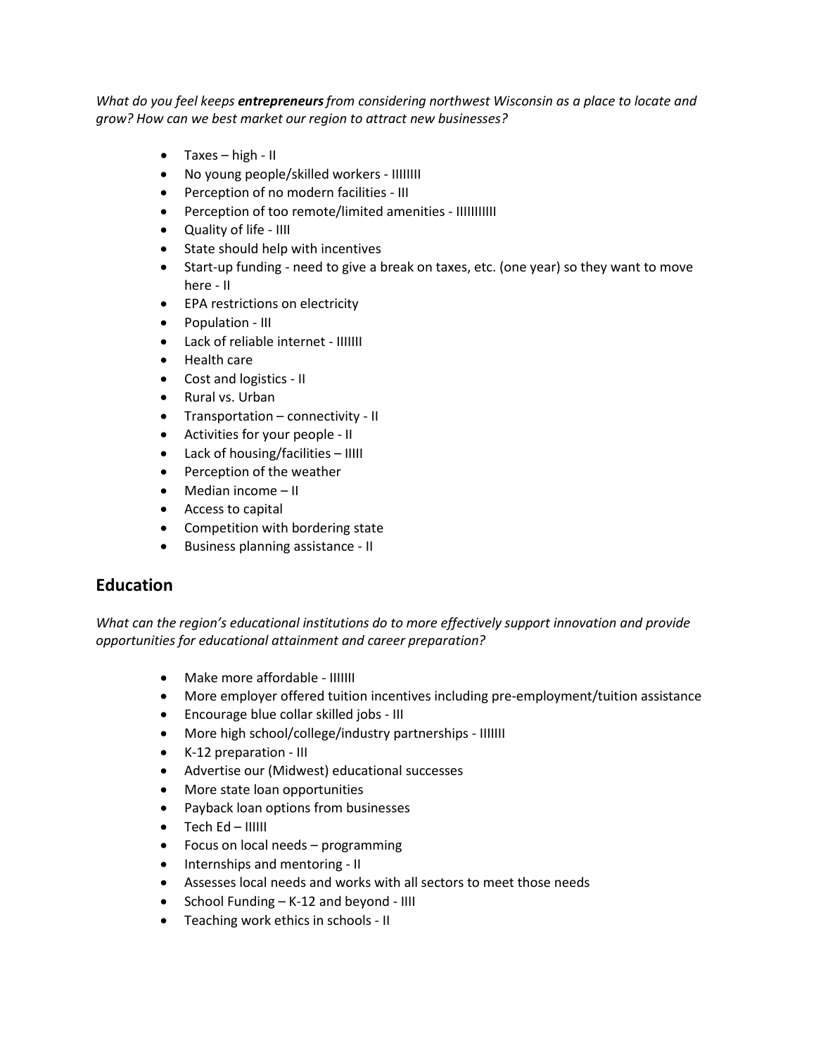*What do you feel keeps **entrepreneurs** from considering northwest Wisconsin as a place to locate and grow? How can we best market our region to attract new businesses?*

- Taxes – high - II
- No young people/skilled workers - IIIIIIII
- Perception of no modern facilities - III
- Perception of too remote/limited amenities - IIIIIIIIII
- Quality of life - IIII
- State should help with incentives
- Start-up funding - need to give a break on taxes, etc. (one year) so they want to move here - II
- EPA restrictions on electricity
- Population - III
- Lack of reliable internet - IIIIII
- Health care
- Cost and logistics - II
- Rural vs. Urban
- Transportation – connectivity - II
- Activities for your people - II
- Lack of housing/facilities – IIIII
- Perception of the weather
- Median income – II
- Access to capital
- Competition with bordering state
- Business planning assistance - II

## Education

*What can the region's educational institutions do to more effectively support innovation and provide opportunities for educational attainment and career preparation?*

- Make more affordable - IIIIIII
- More employer offered tuition incentives including pre-employment/tuition assistance
- Encourage blue collar skilled jobs - III
- More high school/college/industry partnerships - IIIIIII
- K-12 preparation - III
- Advertise our (Midwest) educational successes
- More state loan opportunities
- Payback loan options from businesses
- Tech Ed – IIIIII
- Focus on local needs – programming
- Internships and mentoring - II
- Assesses local needs and works with all sectors to meet those needs
- School Funding – K-12 and beyond - IIII
- Teaching work ethics in schools - II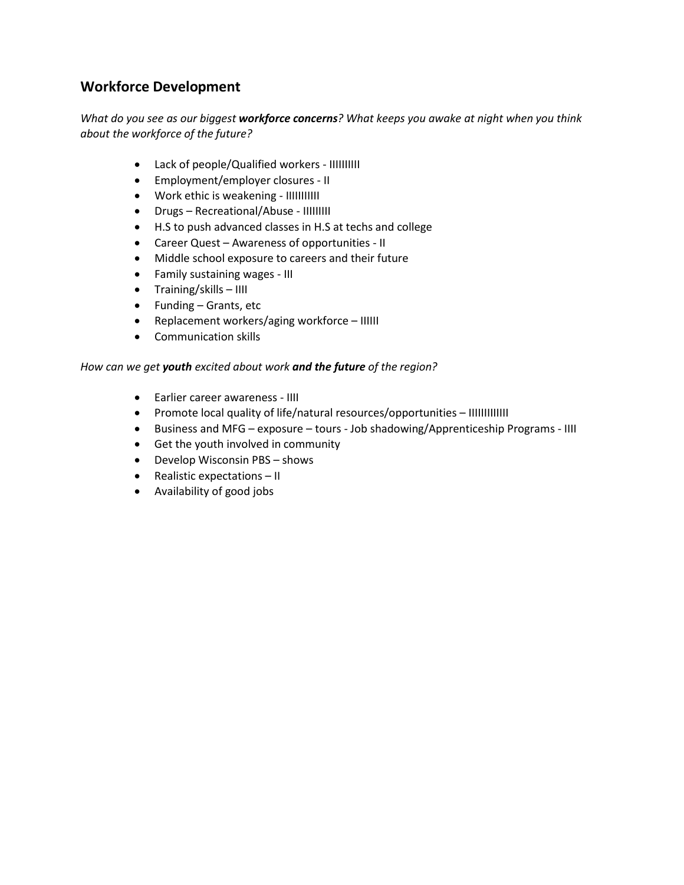## Workforce Development

*What do you see as our biggest **workforce concerns**? What keeps you awake at night when you think about the workforce of the future?*

- Lack of people/Qualified workers - IIIIIIIIII
- Employment/employer closures - II
- Work ethic is weakening - IIIIIIIIIII
- Drugs – Recreational/Abuse - IIIIIIIII
- H.S to push advanced classes in H.S at techs and college
- Career Quest – Awareness of opportunities - II
- Middle school exposure to careers and their future
- Family sustaining wages - III
- Training/skills – IIII
- Funding – Grants, etc
- Replacement workers/aging workforce – IIIIII
- Communication skills

*How can we get **youth** excited about work **and the future** of the region?*

- Earlier career awareness - IIII
- Promote local quality of life/natural resources/opportunities – IIIIIIIIIIIII
- Business and MFG – exposure – tours - Job shadowing/Apprenticeship Programs - IIII
- Get the youth involved in community
- Develop Wisconsin PBS – shows
- Realistic expectations – II
- Availability of good jobs